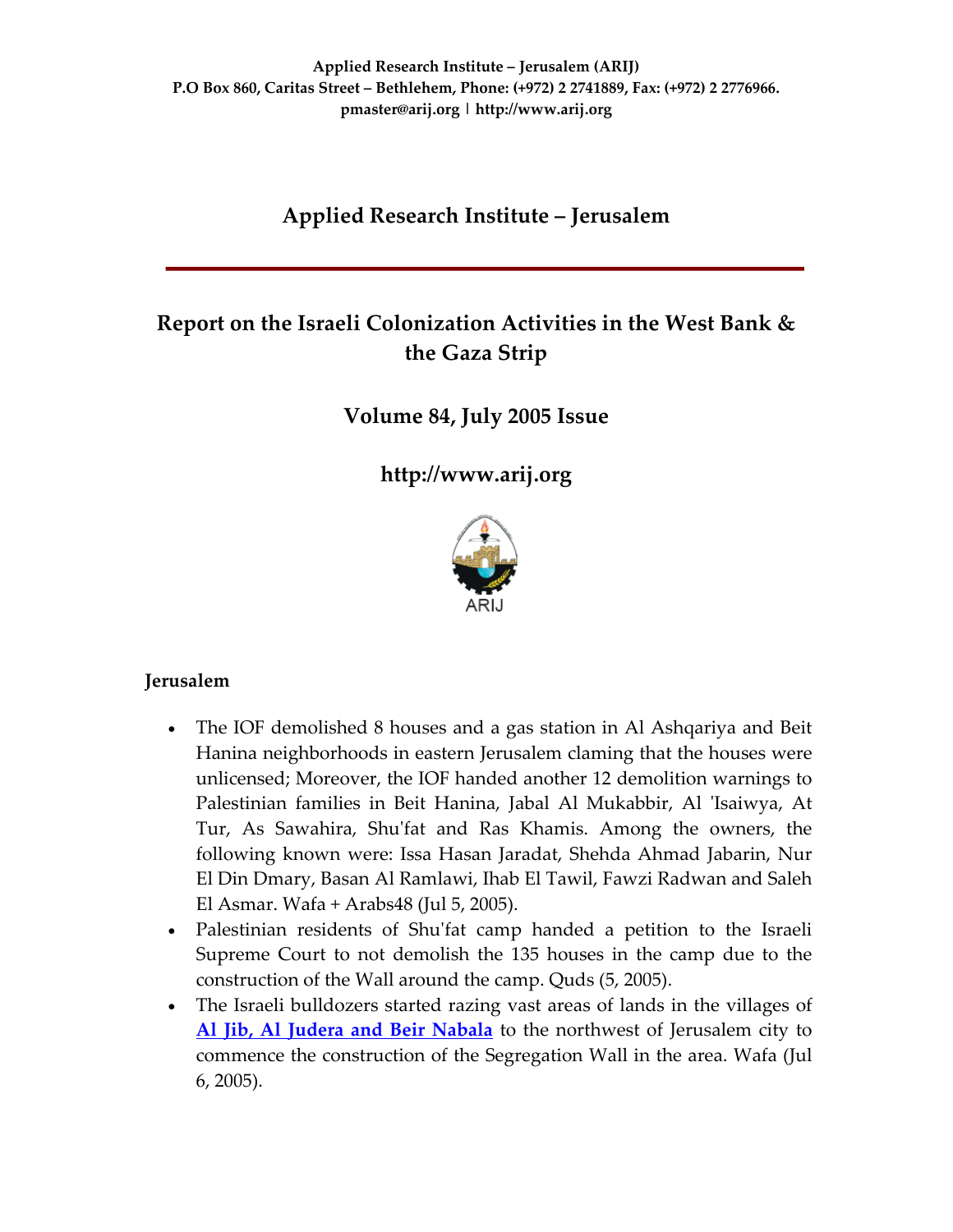**Applied Research Institute – Jerusalem (ARIJ)**
**P.O Box 860, Caritas Street – Bethlehem, Phone: (+972) 2 2741889, Fax: (+972) 2 2776966.**
**pmaster@arij.org | http://www.arij.org**

# Applied Research Institute – Jerusalem

## Report on the Israeli Colonization Activities in the West Bank & the Gaza Strip

## Volume 84, July 2005 Issue

## http://www.arij.org

ARIJ

### Jerusalem

- The IOF demolished 8 houses and a gas station in Al Ashqariya and Beit Hanina neighborhoods in eastern Jerusalem claming that the houses were unlicensed; Moreover, the IOF handed another 12 demolition warnings to Palestinian families in Beit Hanina, Jabal Al Mukabbir, Al 'Isaiwya, At Tur, As Sawahira, Shu'fat and Ras Khamis. Among the owners, the following known were: Issa Hasan Jaradat, Shehda Ahmad Jabarin, Nur El Din Dmary, Basan Al Ramlawi, Ihab El Tawil, Fawzi Radwan and Saleh El Asmar. Wafa + Arabs48 (Jul 5, 2005).
- Palestinian residents of Shu'fat camp handed a petition to the Israeli Supreme Court to not demolish the 135 houses in the camp due to the construction of the Wall around the camp. Quds (5, 2005).
- The Israeli bulldozers started razing vast areas of lands in the villages of **Al Jib, Al Judera and Beir Nabala** to the northwest of Jerusalem city to commence the construction of the Segregation Wall in the area. Wafa (Jul 6, 2005).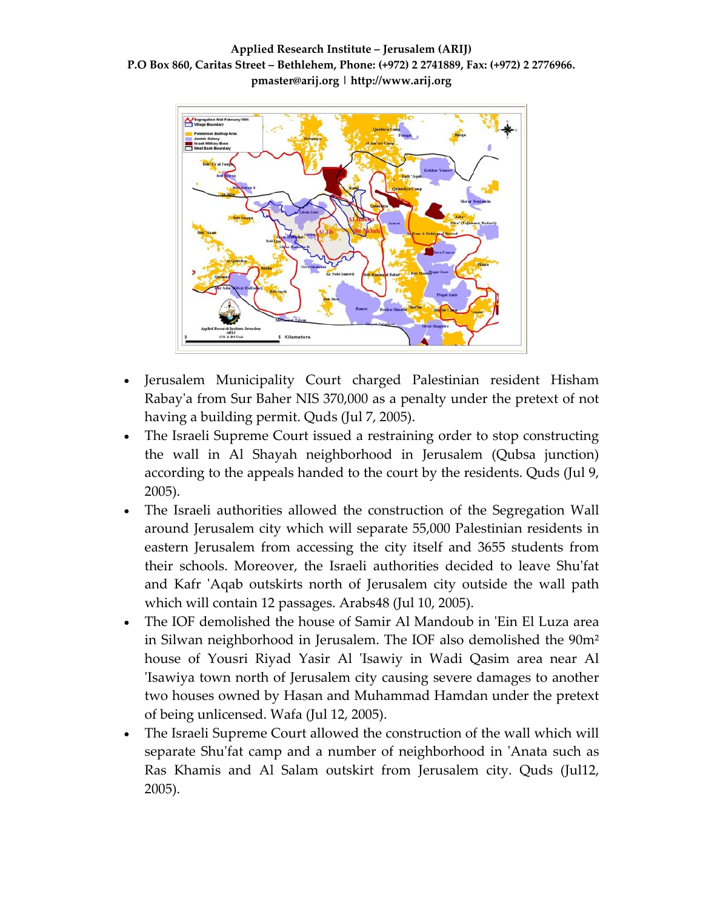- Jerusalem Municipality Court charged Palestinian resident Hisham Rabay'a from Sur Baher NIS 370,000 as a penalty under the pretext of not having a building permit. Quds (Jul 7, 2005).
- The Israeli Supreme Court issued a restraining order to stop constructing the wall in Al Shayah neighborhood in Jerusalem (Qubsa junction) according to the appeals handed to the court by the residents. Quds (Jul 9, 2005).
- The Israeli authorities allowed the construction of the Segregation Wall around Jerusalem city which will separate 55,000 Palestinian residents in eastern Jerusalem from accessing the city itself and 3655 students from their schools. Moreover, the Israeli authorities decided to leave Shu'fat and Kafr 'Aqab outskirts north of Jerusalem city outside the wall path which will contain 12 passages. Arabs48 (Jul 10, 2005).
- The IOF demolished the house of Samir Al Mandoub in 'Ein El Luza area in Silwan neighborhood in Jerusalem. The IOF also demolished the 90m² house of Yousri Riyad Yasir Al 'Isawiy in Wadi Qasim area near Al 'Isawiya town north of Jerusalem city causing severe damages to another two houses owned by Hasan and Muhammad Hamdan under the pretext of being unlicensed. Wafa (Jul 12, 2005).
- The Israeli Supreme Court allowed the construction of the wall which will separate Shu'fat camp and a number of neighborhood in 'Anata such as Ras Khamis and Al Salam outskirt from Jerusalem city. Quds (Jul12, 2005).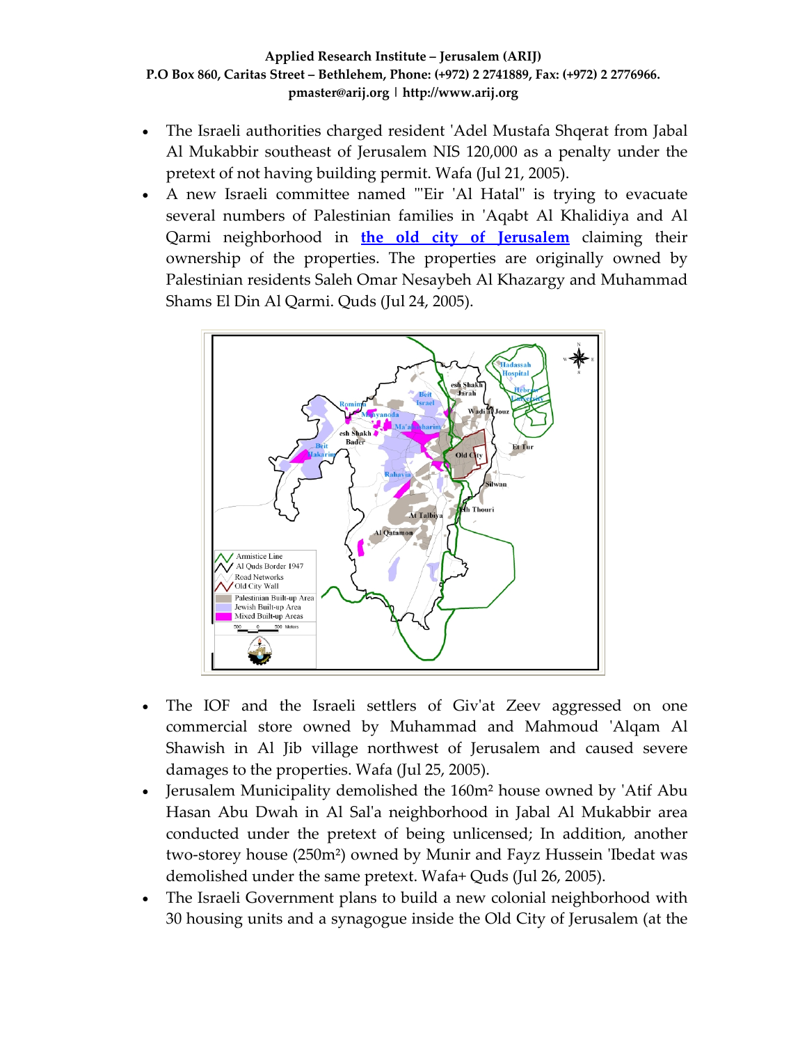- The Israeli authorities charged resident 'Adel Mustafa Shqerat from Jabal Al Mukabbir southeast of Jerusalem NIS 120,000 as a penalty under the pretext of not having building permit. Wafa (Jul 21, 2005).
- A new Israeli committee named "'Eir 'Al Hatal" is trying to evacuate several numbers of Palestinian families in 'Aqabt Al Khalidiya and Al Qarmi neighborhood in **the old city of Jerusalem** claiming their ownership of the properties. The properties are originally owned by Palestinian residents Saleh Omar Nesaybeh Al Khazargy and Muhammad Shams El Din Al Qarmi. Quds (Jul 24, 2005).

- The IOF and the Israeli settlers of Giv'at Zeev aggressed on one commercial store owned by Muhammad and Mahmoud 'Alqam Al Shawish in Al Jib village northwest of Jerusalem and caused severe damages to the properties. Wafa (Jul 25, 2005).
- Jerusalem Municipality demolished the 160m² house owned by 'Atif Abu Hasan Abu Dwah in Al Sal'a neighborhood in Jabal Al Mukabbir area conducted under the pretext of being unlicensed; In addition, another two-storey house (250m²) owned by Munir and Fayz Hussein 'Ibedat was demolished under the same pretext. Wafa+ Quds (Jul 26, 2005).
- The Israeli Government plans to build a new colonial neighborhood with 30 housing units and a synagogue inside the Old City of Jerusalem (at the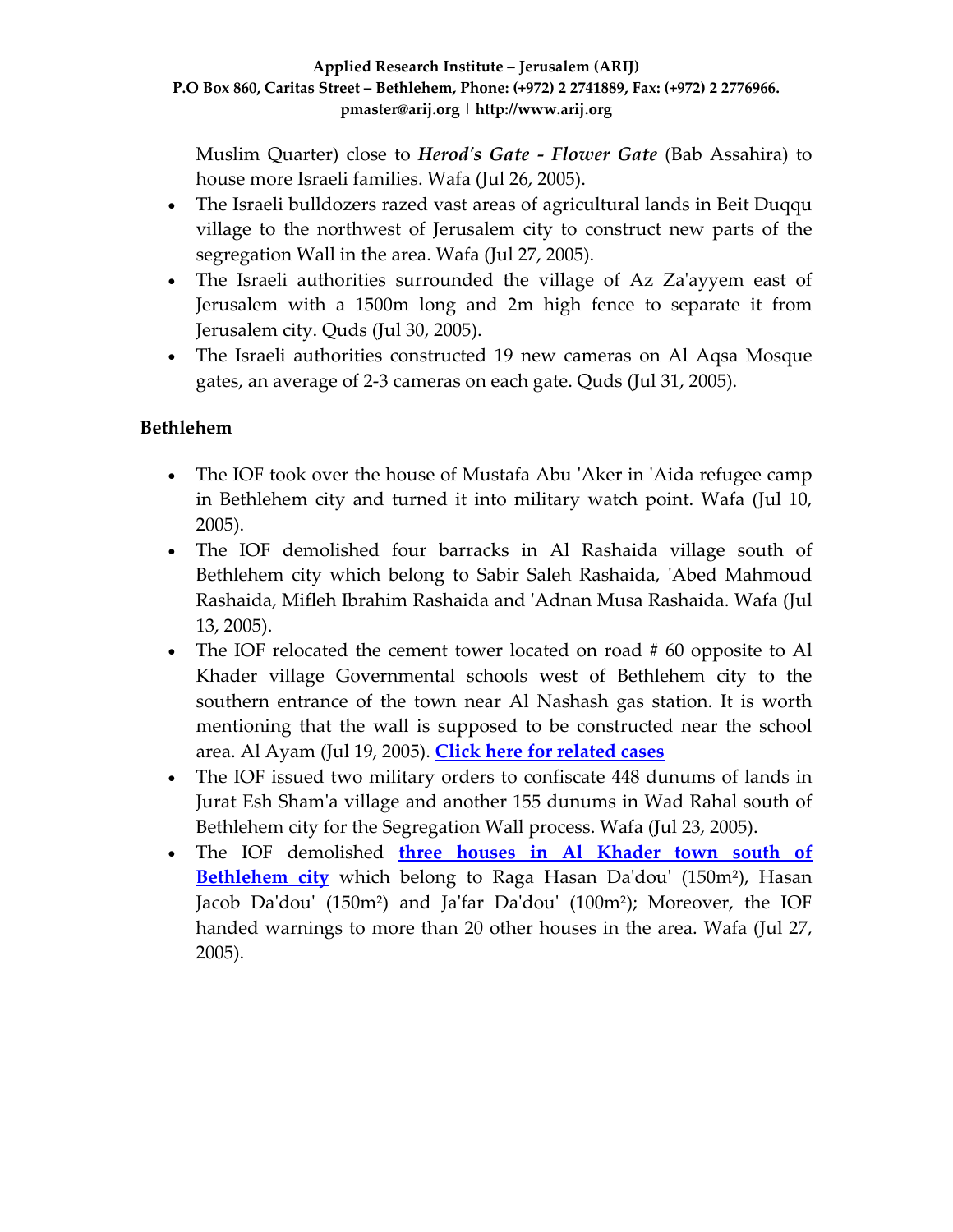Muslim Quarter) close to ***Herod's Gate - Flower Gate*** (Bab Assahira) to house more Israeli families. Wafa (Jul 26, 2005).

- The Israeli bulldozers razed vast areas of agricultural lands in Beit Duqqu village to the northwest of Jerusalem city to construct new parts of the segregation Wall in the area. Wafa (Jul 27, 2005).
- The Israeli authorities surrounded the village of Az Za'ayyem east of Jerusalem with a 1500m long and 2m high fence to separate it from Jerusalem city. Quds (Jul 30, 2005).
- The Israeli authorities constructed 19 new cameras on Al Aqsa Mosque gates, an average of 2-3 cameras on each gate. Quds (Jul 31, 2005).

**Bethlehem**

- The IOF took over the house of Mustafa Abu 'Aker in 'Aida refugee camp in Bethlehem city and turned it into military watch point. Wafa (Jul 10, 2005).
- The IOF demolished four barracks in Al Rashaida village south of Bethlehem city which belong to Sabir Saleh Rashaida, 'Abed Mahmoud Rashaida, Mifleh Ibrahim Rashaida and 'Adnan Musa Rashaida. Wafa (Jul 13, 2005).
- The IOF relocated the cement tower located on road # 60 opposite to Al Khader village Governmental schools west of Bethlehem city to the southern entrance of the town near Al Nashash gas station. It is worth mentioning that the wall is supposed to be constructed near the school area. Al Ayam (Jul 19, 2005). **Click here for related cases**
- The IOF issued two military orders to confiscate 448 dunums of lands in Jurat Esh Sham'a village and another 155 dunums in Wad Rahal south of Bethlehem city for the Segregation Wall process. Wafa (Jul 23, 2005).
- The IOF demolished **three houses in Al Khader town south of Bethlehem city** which belong to Raga Hasan Da'dou' (150m²), Hasan Jacob Da'dou' (150m²) and Ja'far Da'dou' (100m²); Moreover, the IOF handed warnings to more than 20 other houses in the area. Wafa (Jul 27, 2005).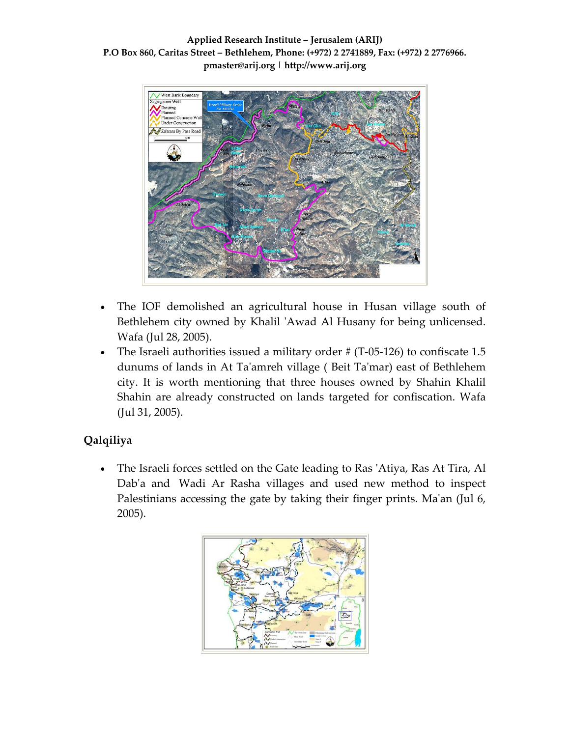- The IOF demolished an agricultural house in Husan village south of Bethlehem city owned by Khalil 'Awad Al Husany for being unlicensed. Wafa (Jul 28, 2005).
- The Israeli authorities issued a military order # (T-05-126) to confiscate 1.5 dunums of lands in At Ta'amreh village ( Beit Ta'mar) east of Bethlehem city. It is worth mentioning that three houses owned by Shahin Khalil Shahin are already constructed on lands targeted for confiscation. Wafa (Jul 31, 2005).

## Qalqiliya

- The Israeli forces settled on the Gate leading to Ras 'Atiya, Ras At Tira, Al Dab'a and Wadi Ar Rasha villages and used new method to inspect Palestinians accessing the gate by taking their finger prints. Ma'an (Jul 6, 2005).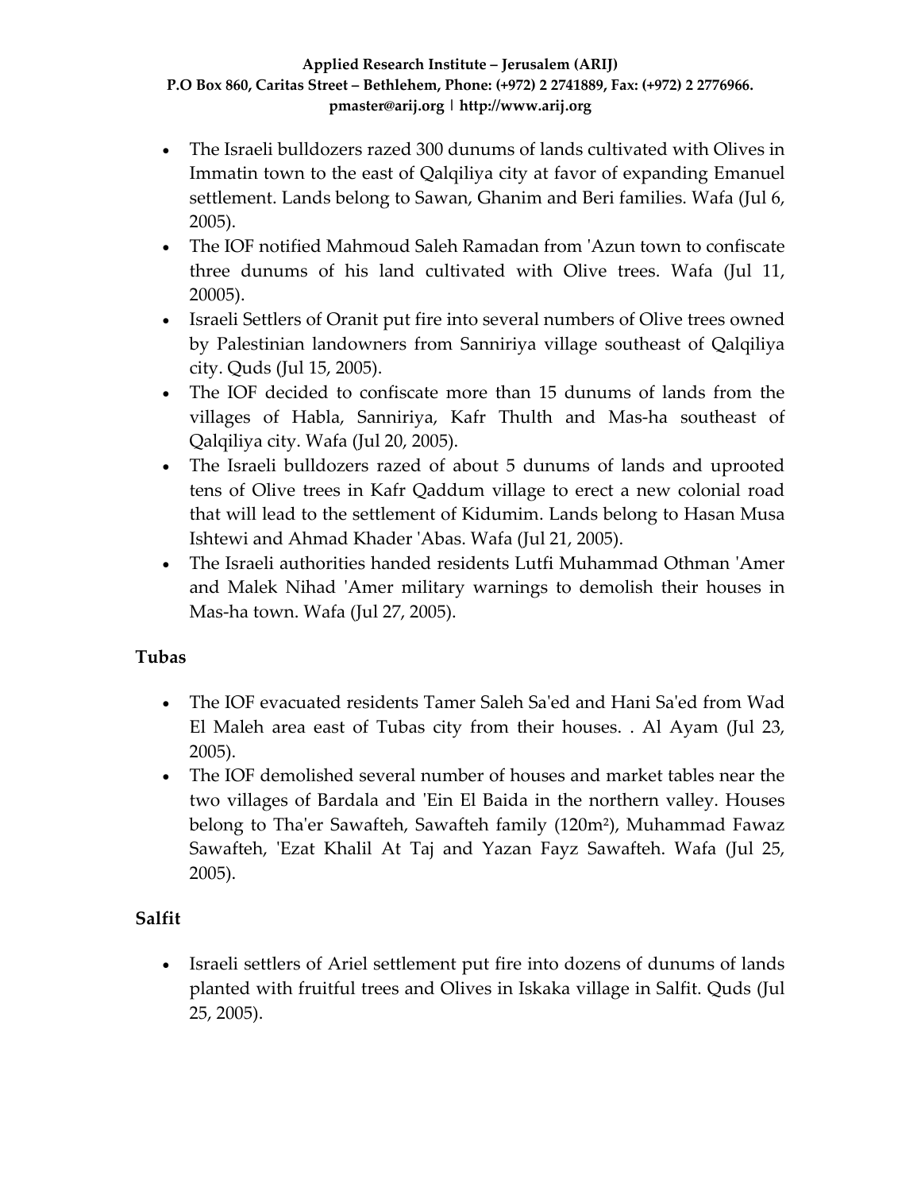- The Israeli bulldozers razed 300 dunums of lands cultivated with Olives in Immatin town to the east of Qalqiliya city at favor of expanding Emanuel settlement. Lands belong to Sawan, Ghanim and Beri families. Wafa (Jul 6, 2005).
- The IOF notified Mahmoud Saleh Ramadan from 'Azun town to confiscate three dunums of his land cultivated with Olive trees. Wafa (Jul 11, 20005).
- Israeli Settlers of Oranit put fire into several numbers of Olive trees owned by Palestinian landowners from Sanniriya village southeast of Qalqiliya city. Quds (Jul 15, 2005).
- The IOF decided to confiscate more than 15 dunums of lands from the villages of Habla, Sanniriya, Kafr Thulth and Mas-ha southeast of Qalqiliya city. Wafa (Jul 20, 2005).
- The Israeli bulldozers razed of about 5 dunums of lands and uprooted tens of Olive trees in Kafr Qaddum village to erect a new colonial road that will lead to the settlement of Kidumim. Lands belong to Hasan Musa Ishtewi and Ahmad Khader 'Abas. Wafa (Jul 21, 2005).
- The Israeli authorities handed residents Lutfi Muhammad Othman 'Amer and Malek Nihad 'Amer military warnings to demolish their houses in Mas-ha town. Wafa (Jul 27, 2005).

## Tubas

- The IOF evacuated residents Tamer Saleh Sa'ed and Hani Sa'ed from Wad El Maleh area east of Tubas city from their houses. . Al Ayam (Jul 23, 2005).
- The IOF demolished several number of houses and market tables near the two villages of Bardala and 'Ein El Baida in the northern valley. Houses belong to Tha'er Sawafteh, Sawafteh family (120m²), Muhammad Fawaz Sawafteh, 'Ezat Khalil At Taj and Yazan Fayz Sawafteh. Wafa (Jul 25, 2005).

## Salfit

- Israeli settlers of Ariel settlement put fire into dozens of dunums of lands planted with fruitful trees and Olives in Iskaka village in Salfit. Quds (Jul 25, 2005).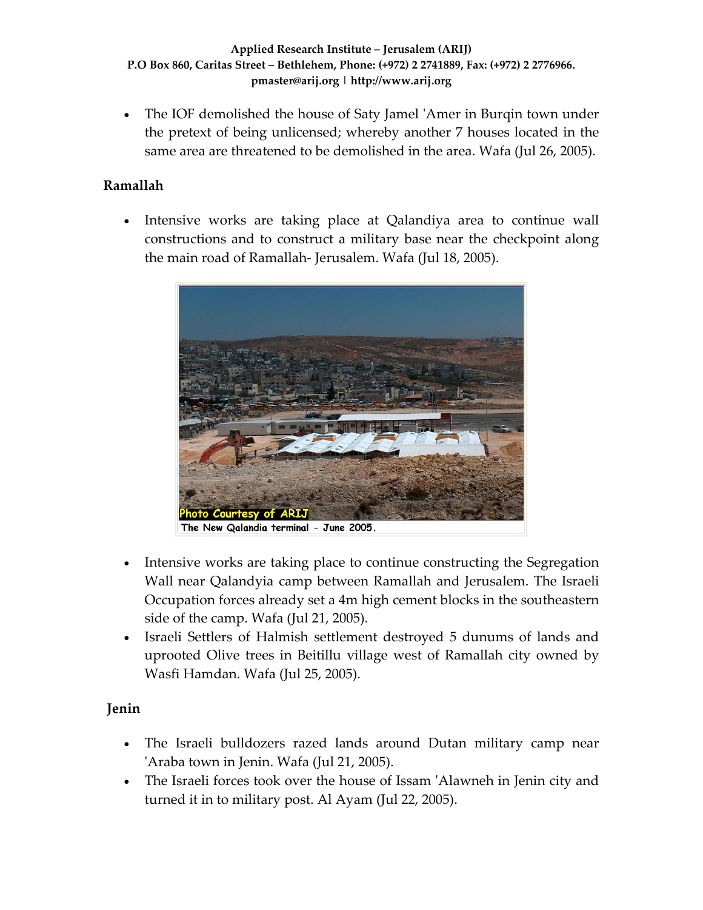- The IOF demolished the house of Saty Jamel 'Amer in Burqin town under the pretext of being unlicensed; whereby another 7 houses located in the same area are threatened to be demolished in the area. Wafa (Jul 26, 2005).

## Ramallah

- Intensive works are taking place at Qalandiya area to continue wall constructions and to construct a military base near the checkpoint along the main road of Ramallah- Jerusalem. Wafa (Jul 18, 2005).

Photo Courtesy of ARIJ

The New Qalandia terminal - June 2005.

- Intensive works are taking place to continue constructing the Segregation Wall near Qalandyia camp between Ramallah and Jerusalem. The Israeli Occupation forces already set a 4m high cement blocks in the southeastern side of the camp. Wafa (Jul 21, 2005).
- Israeli Settlers of Halmish settlement destroyed 5 dunums of lands and uprooted Olive trees in Beitillu village west of Ramallah city owned by Wasfi Hamdan. Wafa (Jul 25, 2005).

## Jenin

- The Israeli bulldozers razed lands around Dutan military camp near 'Araba town in Jenin. Wafa (Jul 21, 2005).
- The Israeli forces took over the house of Issam 'Alawneh in Jenin city and turned it in to military post. Al Ayam (Jul 22, 2005).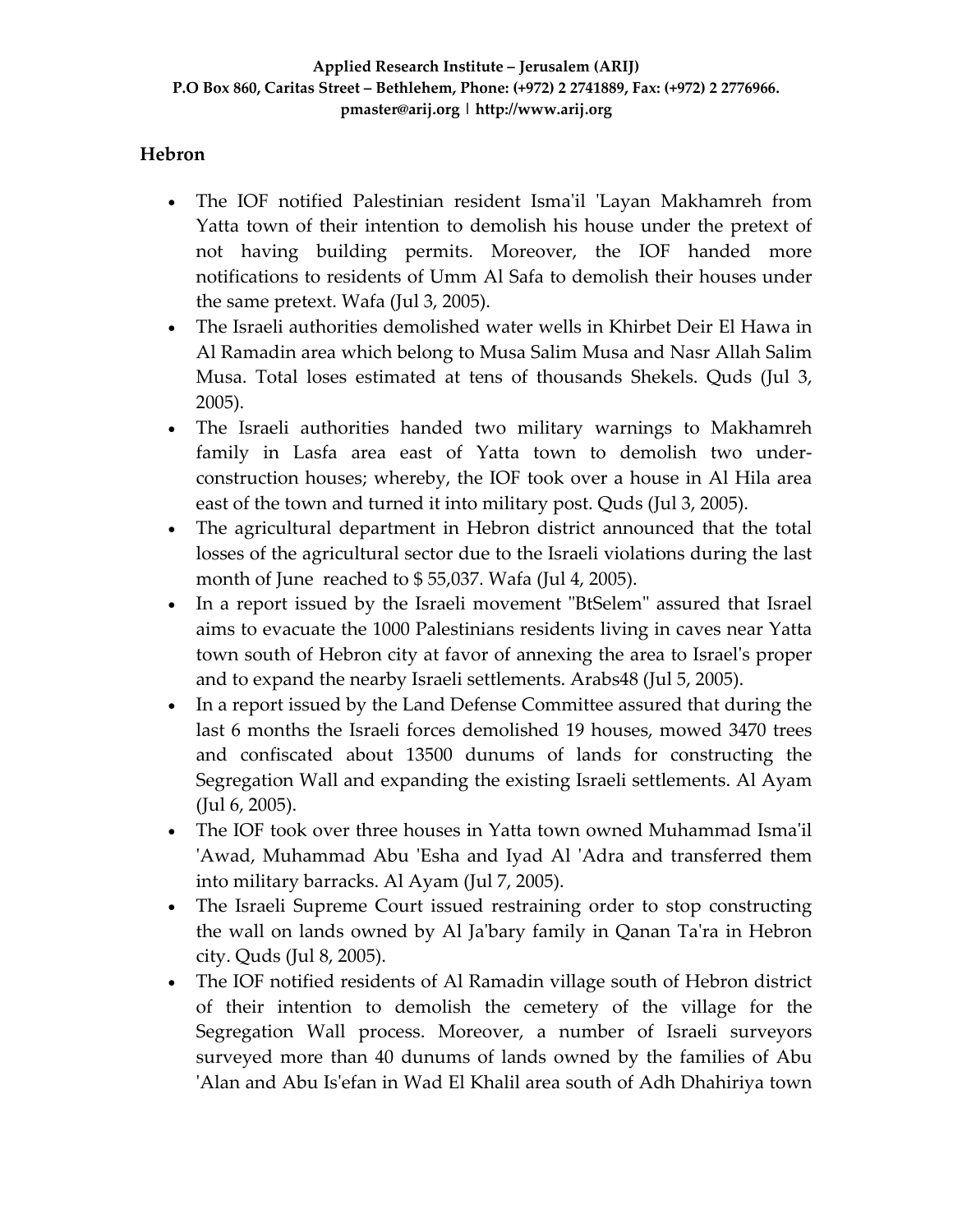## Hebron

- The IOF notified Palestinian resident Isma'il 'Layan Makhamreh from Yatta town of their intention to demolish his house under the pretext of not having building permits. Moreover, the IOF handed more notifications to residents of Umm Al Safa to demolish their houses under the same pretext. Wafa (Jul 3, 2005).
- The Israeli authorities demolished water wells in Khirbet Deir El Hawa in Al Ramadin area which belong to Musa Salim Musa and Nasr Allah Salim Musa. Total loses estimated at tens of thousands Shekels. Quds (Jul 3, 2005).
- The Israeli authorities handed two military warnings to Makhamreh family in Lasfa area east of Yatta town to demolish two under-construction houses; whereby, the IOF took over a house in Al Hila area east of the town and turned it into military post. Quds (Jul 3, 2005).
- The agricultural department in Hebron district announced that the total losses of the agricultural sector due to the Israeli violations during the last month of June reached to $ 55,037. Wafa (Jul 4, 2005).
- In a report issued by the Israeli movement "BtSelem" assured that Israel aims to evacuate the 1000 Palestinians residents living in caves near Yatta town south of Hebron city at favor of annexing the area to Israel's proper and to expand the nearby Israeli settlements. Arabs48 (Jul 5, 2005).
- In a report issued by the Land Defense Committee assured that during the last 6 months the Israeli forces demolished 19 houses, mowed 3470 trees and confiscated about 13500 dunums of lands for constructing the Segregation Wall and expanding the existing Israeli settlements. Al Ayam (Jul 6, 2005).
- The IOF took over three houses in Yatta town owned Muhammad Isma'il 'Awad, Muhammad Abu 'Esha and Iyad Al 'Adra and transferred them into military barracks. Al Ayam (Jul 7, 2005).
- The Israeli Supreme Court issued restraining order to stop constructing the wall on lands owned by Al Ja'bary family in Qanan Ta'ra in Hebron city. Quds (Jul 8, 2005).
- The IOF notified residents of Al Ramadin village south of Hebron district of their intention to demolish the cemetery of the village for the Segregation Wall process. Moreover, a number of Israeli surveyors surveyed more than 40 dunums of lands owned by the families of Abu 'Alan and Abu Is'efan in Wad El Khalil area south of Adh Dhahiriya town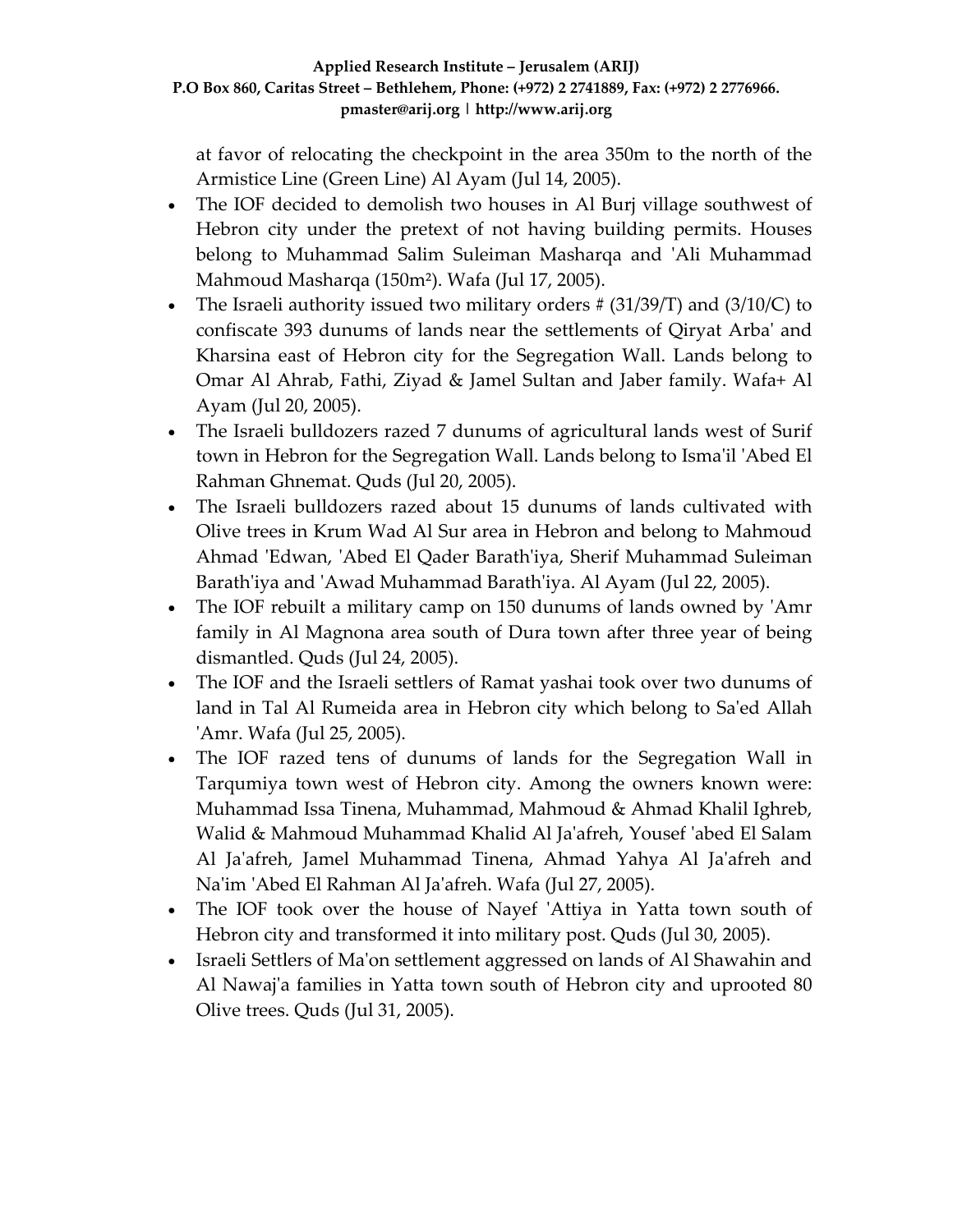at favor of relocating the checkpoint in the area 350m to the north of the Armistice Line (Green Line) Al Ayam (Jul 14, 2005).

- The IOF decided to demolish two houses in Al Burj village southwest of Hebron city under the pretext of not having building permits. Houses belong to Muhammad Salim Suleiman Masharqa and 'Ali Muhammad Mahmoud Masharqa (150m²). Wafa (Jul 17, 2005).
- The Israeli authority issued two military orders # (31/39/T) and (3/10/C) to confiscate 393 dunums of lands near the settlements of Qiryat Arba' and Kharsina east of Hebron city for the Segregation Wall. Lands belong to Omar Al Ahrab, Fathi, Ziyad & Jamel Sultan and Jaber family. Wafa+ Al Ayam (Jul 20, 2005).
- The Israeli bulldozers razed 7 dunums of agricultural lands west of Surif town in Hebron for the Segregation Wall. Lands belong to Isma'il 'Abed El Rahman Ghnemat. Quds (Jul 20, 2005).
- The Israeli bulldozers razed about 15 dunums of lands cultivated with Olive trees in Krum Wad Al Sur area in Hebron and belong to Mahmoud Ahmad 'Edwan, 'Abed El Qader Barath'iya, Sherif Muhammad Suleiman Barath'iya and 'Awad Muhammad Barath'iya. Al Ayam (Jul 22, 2005).
- The IOF rebuilt a military camp on 150 dunums of lands owned by 'Amr family in Al Magnona area south of Dura town after three year of being dismantled. Quds (Jul 24, 2005).
- The IOF and the Israeli settlers of Ramat yashai took over two dunums of land in Tal Al Rumeida area in Hebron city which belong to Sa'ed Allah 'Amr. Wafa (Jul 25, 2005).
- The IOF razed tens of dunums of lands for the Segregation Wall in Tarqumiya town west of Hebron city. Among the owners known were: Muhammad Issa Tinena, Muhammad, Mahmoud & Ahmad Khalil Ighreb, Walid & Mahmoud Muhammad Khalid Al Ja'afreh, Yousef 'abed El Salam Al Ja'afreh, Jamel Muhammad Tinena, Ahmad Yahya Al Ja'afreh and Na'im 'Abed El Rahman Al Ja'afreh. Wafa (Jul 27, 2005).
- The IOF took over the house of Nayef 'Attiya in Yatta town south of Hebron city and transformed it into military post. Quds (Jul 30, 2005).
- Israeli Settlers of Ma'on settlement aggressed on lands of Al Shawahin and Al Nawaj'a families in Yatta town south of Hebron city and uprooted 80 Olive trees. Quds (Jul 31, 2005).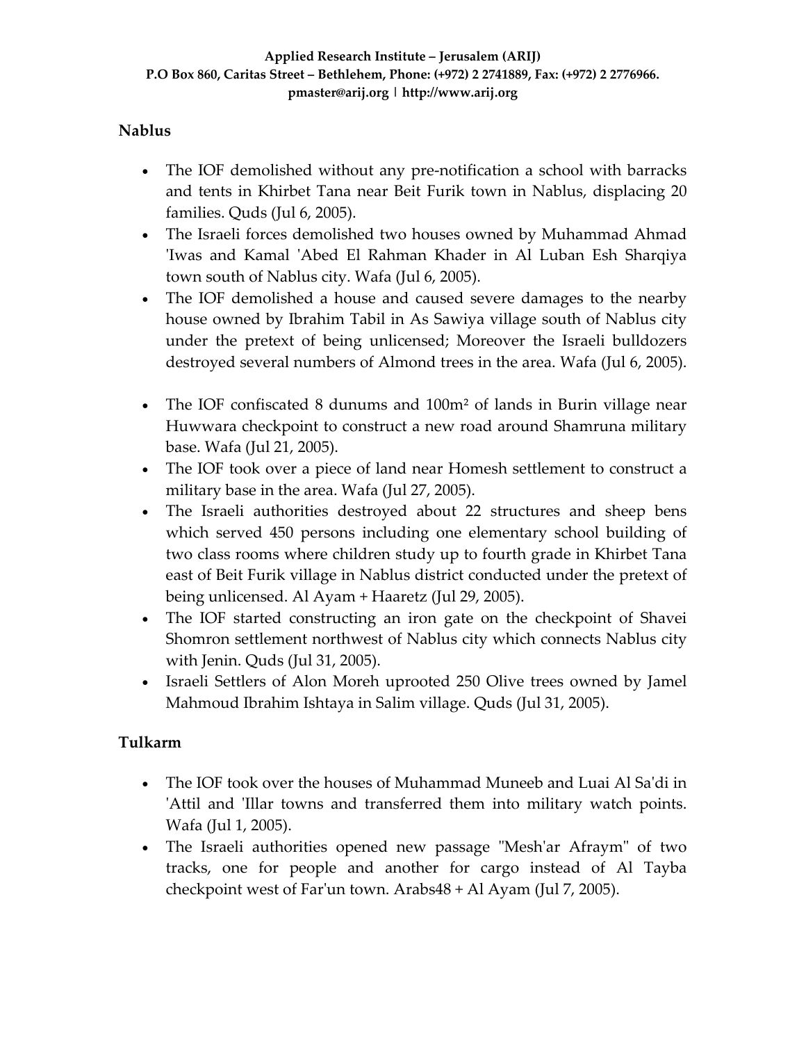## Nablus

- The IOF demolished without any pre-notification a school with barracks and tents in Khirbet Tana near Beit Furik town in Nablus, displacing 20 families. Quds (Jul 6, 2005).
- The Israeli forces demolished two houses owned by Muhammad Ahmad 'Iwas and Kamal 'Abed El Rahman Khader in Al Luban Esh Sharqiya town south of Nablus city. Wafa (Jul 6, 2005).
- The IOF demolished a house and caused severe damages to the nearby house owned by Ibrahim Tabil in As Sawiya village south of Nablus city under the pretext of being unlicensed; Moreover the Israeli bulldozers destroyed several numbers of Almond trees in the area. Wafa (Jul 6, 2005).
- The IOF confiscated 8 dunums and 100m² of lands in Burin village near Huwwara checkpoint to construct a new road around Shamruna military base. Wafa (Jul 21, 2005).
- The IOF took over a piece of land near Homesh settlement to construct a military base in the area. Wafa (Jul 27, 2005).
- The Israeli authorities destroyed about 22 structures and sheep bens which served 450 persons including one elementary school building of two class rooms where children study up to fourth grade in Khirbet Tana east of Beit Furik village in Nablus district conducted under the pretext of being unlicensed. Al Ayam + Haaretz (Jul 29, 2005).
- The IOF started constructing an iron gate on the checkpoint of Shavei Shomron settlement northwest of Nablus city which connects Nablus city with Jenin. Quds (Jul 31, 2005).
- Israeli Settlers of Alon Moreh uprooted 250 Olive trees owned by Jamel Mahmoud Ibrahim Ishtaya in Salim village. Quds (Jul 31, 2005).

## Tulkarm

- The IOF took over the houses of Muhammad Muneeb and Luai Al Sa'di in 'Attil and 'Illar towns and transferred them into military watch points. Wafa (Jul 1, 2005).
- The Israeli authorities opened new passage "Mesh'ar Afraym" of two tracks, one for people and another for cargo instead of Al Tayba checkpoint west of Far'un town. Arabs48 + Al Ayam (Jul 7, 2005).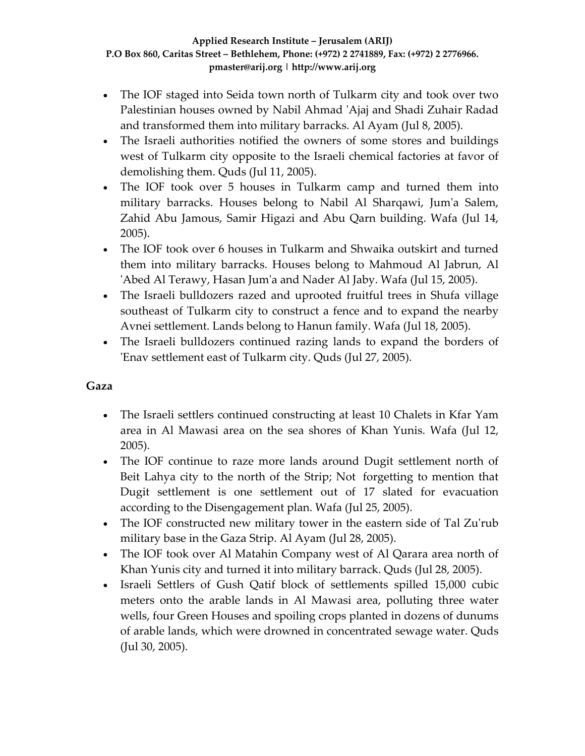- The IOF staged into Seida town north of Tulkarm city and took over two Palestinian houses owned by Nabil Ahmad 'Ajaj and Shadi Zuhair Radad and transformed them into military barracks. Al Ayam (Jul 8, 2005).
- The Israeli authorities notified the owners of some stores and buildings west of Tulkarm city opposite to the Israeli chemical factories at favor of demolishing them. Quds (Jul 11, 2005).
- The IOF took over 5 houses in Tulkarm camp and turned them into military barracks. Houses belong to Nabil Al Sharqawi, Jum'a Salem, Zahid Abu Jamous, Samir Higazi and Abu Qarn building. Wafa (Jul 14, 2005).
- The IOF took over 6 houses in Tulkarm and Shwaika outskirt and turned them into military barracks. Houses belong to Mahmoud Al Jabrun, Al 'Abed Al Terawy, Hasan Jum'a and Nader Al Jaby. Wafa (Jul 15, 2005).
- The Israeli bulldozers razed and uprooted fruitful trees in Shufa village southeast of Tulkarm city to construct a fence and to expand the nearby Avnei settlement. Lands belong to Hanun family. Wafa (Jul 18, 2005).
- The Israeli bulldozers continued razing lands to expand the borders of 'Enav settlement east of Tulkarm city. Quds (Jul 27, 2005).

### Gaza

- The Israeli settlers continued constructing at least 10 Chalets in Kfar Yam area in Al Mawasi area on the sea shores of Khan Yunis. Wafa (Jul 12, 2005).
- The IOF continue to raze more lands around Dugit settlement north of Beit Lahya city to the north of the Strip; Not forgetting to mention that Dugit settlement is one settlement out of 17 slated for evacuation according to the Disengagement plan. Wafa (Jul 25, 2005).
- The IOF constructed new military tower in the eastern side of Tal Zu'rub military base in the Gaza Strip. Al Ayam (Jul 28, 2005).
- The IOF took over Al Matahin Company west of Al Qarara area north of Khan Yunis city and turned it into military barrack. Quds (Jul 28, 2005).
- Israeli Settlers of Gush Qatif block of settlements spilled 15,000 cubic meters onto the arable lands in Al Mawasi area, polluting three water wells, four Green Houses and spoiling crops planted in dozens of dunums of arable lands, which were drowned in concentrated sewage water. Quds (Jul 30, 2005).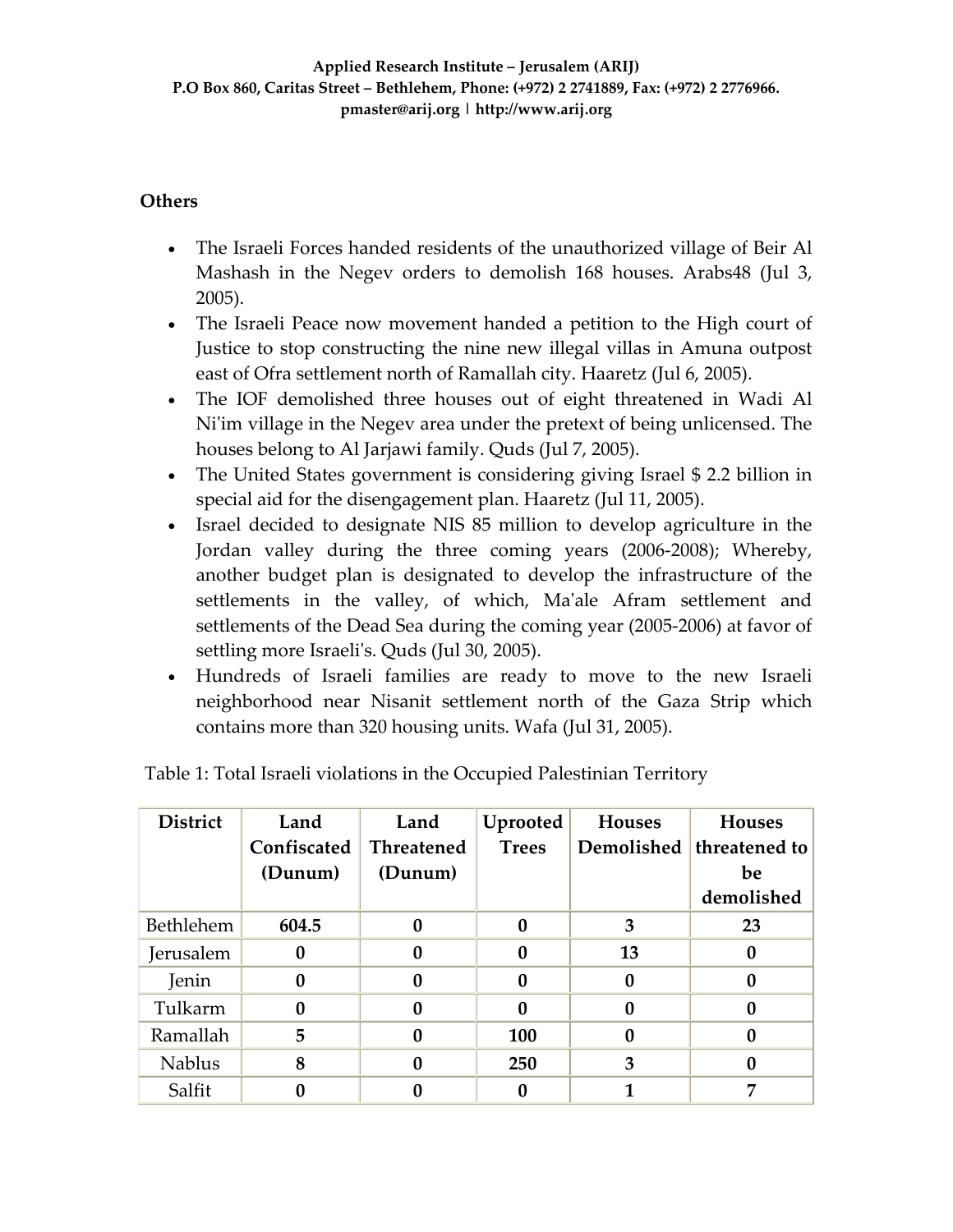## Others

- The Israeli Forces handed residents of the unauthorized village of Beir Al Mashash in the Negev orders to demolish 168 houses. Arabs48 (Jul 3, 2005).
- The Israeli Peace now movement handed a petition to the High court of Justice to stop constructing the nine new illegal villas in Amuna outpost east of Ofra settlement north of Ramallah city. Haaretz (Jul 6, 2005).
- The IOF demolished three houses out of eight threatened in Wadi Al Ni'im village in the Negev area under the pretext of being unlicensed. The houses belong to Al Jarjawi family. Quds (Jul 7, 2005).
- The United States government is considering giving Israel $ 2.2 billion in special aid for the disengagement plan. Haaretz (Jul 11, 2005).
- Israel decided to designate NIS 85 million to develop agriculture in the Jordan valley during the three coming years (2006-2008); Whereby, another budget plan is designated to develop the infrastructure of the settlements in the valley, of which, Ma'ale Afram settlement and settlements of the Dead Sea during the coming year (2005-2006) at favor of settling more Israeli's. Quds (Jul 30, 2005).
- Hundreds of Israeli families are ready to move to the new Israeli neighborhood near Nisanit settlement north of the Gaza Strip which contains more than 320 housing units. Wafa (Jul 31, 2005).

Table 1: Total Israeli violations in the Occupied Palestinian Territory

| District | Land Confiscated (Dunum) | Land Threatened (Dunum) | Uprooted Trees | Houses Demolished | Houses threatened to be demolished |
|---|---|---|---|---|---|
| Bethlehem | **604.5** | **0** | **0** | **3** | **23** |
| Jerusalem | **0** | **0** | **0** | **13** | **0** |
| Jenin | **0** | **0** | **0** | **0** | **0** |
| Tulkarm | **0** | **0** | **0** | **0** | **0** |
| Ramallah | **5** | **0** | **100** | **0** | **0** |
| Nablus | **8** | **0** | **250** | **3** | **0** |
| Salfit | **0** | **0** | **0** | **1** | **7** |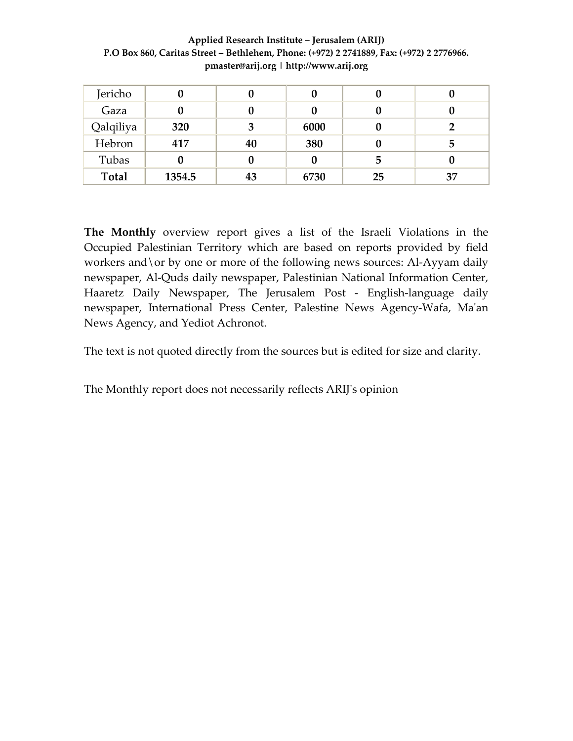| | | | | | |
|---|---|---|---|---|---|
| Jericho | **0** | **0** | **0** | **0** | **0** |
| Gaza | **0** | **0** | **0** | **0** | **0** |
| Qalqiliya | **320** | **3** | **6000** | **0** | **2** |
| Hebron | **417** | **40** | **380** | **0** | **5** |
| Tubas | **0** | **0** | **0** | **5** | **0** |
| **Total** | **1354.5** | **43** | **6730** | **25** | **37** |

**The Monthly** overview report gives a list of the Israeli Violations in the Occupied Palestinian Territory which are based on reports provided by field workers and\or by one or more of the following news sources: Al-Ayyam daily newspaper, Al-Quds daily newspaper, Palestinian National Information Center, Haaretz Daily Newspaper, The Jerusalem Post - English-language daily newspaper, International Press Center, Palestine News Agency-Wafa, Ma'an News Agency, and Yediot Achronot.

The text is not quoted directly from the sources but is edited for size and clarity.

The Monthly report does not necessarily reflects ARIJ's opinion